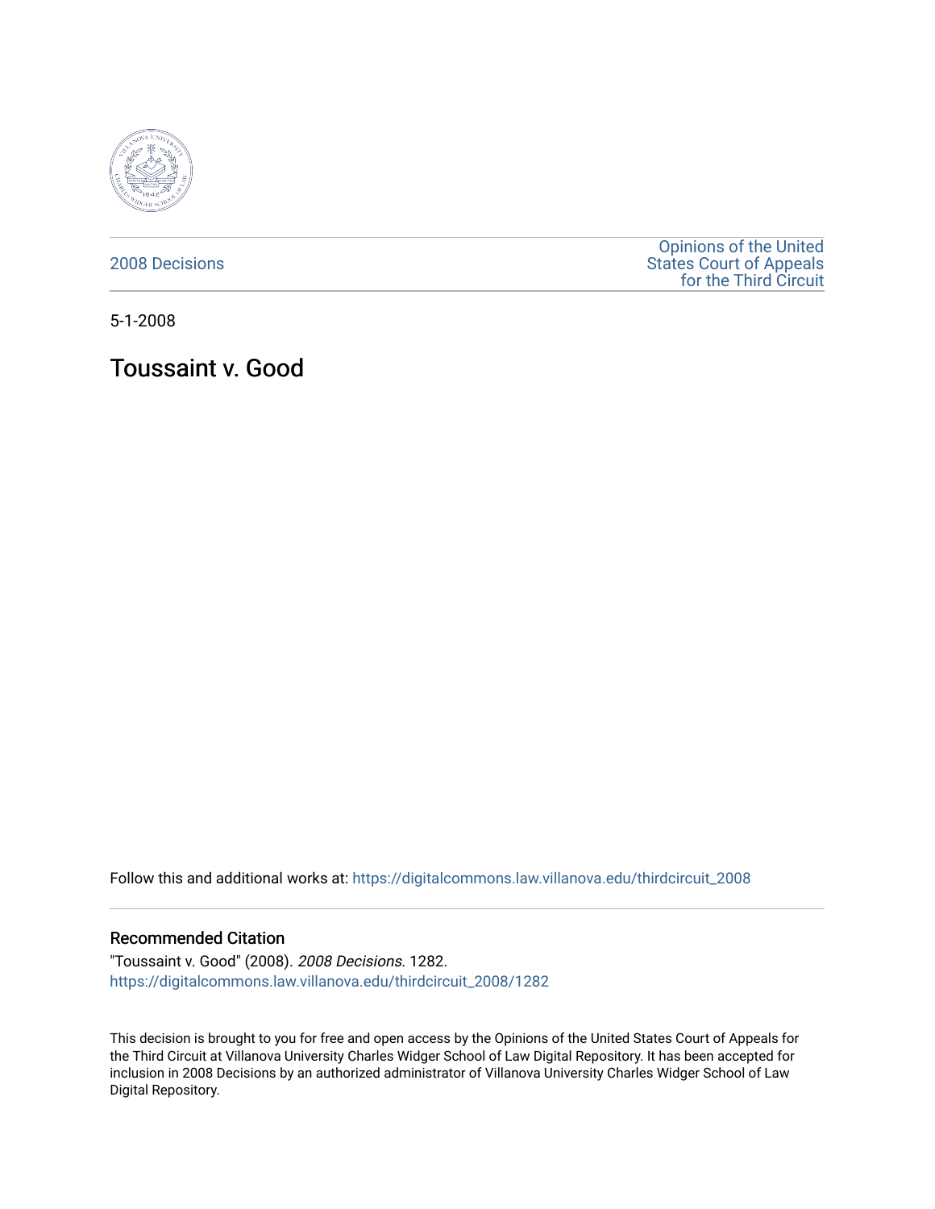2008 Decisions

Opinions of the United States Court of Appeals for the Third Circuit

5-1-2008

# Toussaint v. Good

Follow this and additional works at: https://digitalcommons.law.villanova.edu/thirdcircuit_2008

### Recommended Citation

"Toussaint v. Good" (2008). *2008 Decisions*. 1282.
https://digitalcommons.law.villanova.edu/thirdcircuit_2008/1282

This decision is brought to you for free and open access by the Opinions of the United States Court of Appeals for the Third Circuit at Villanova University Charles Widger School of Law Digital Repository. It has been accepted for inclusion in 2008 Decisions by an authorized administrator of Villanova University Charles Widger School of Law Digital Repository.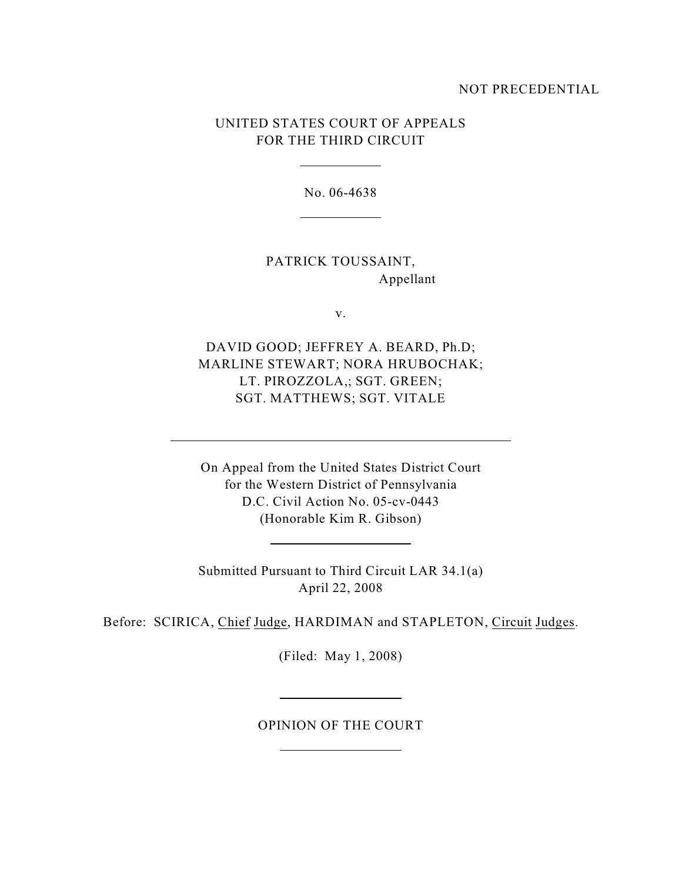NOT PRECEDENTIAL

UNITED STATES COURT OF APPEALS
FOR THE THIRD CIRCUIT

---

No. 06-4638

---

PATRICK TOUSSAINT,
Appellant

v.

DAVID GOOD; JEFFREY A. BEARD, Ph.D;
MARLINE STEWART; NORA HRUBOCHAK;
LT. PIROZZOLA,; SGT. GREEN;
SGT. MATTHEWS; SGT. VITALE

---

On Appeal from the United States District Court
for the Western District of Pennsylvania
D.C. Civil Action No. 05-cv-0443
(Honorable Kim R. Gibson)

---

Submitted Pursuant to Third Circuit LAR 34.1(a)
April 22, 2008

Before: SCIRICA, Chief Judge, HARDIMAN and STAPLETON, Circuit Judges.

(Filed: May 1, 2008)

---

OPINION OF THE COURT

---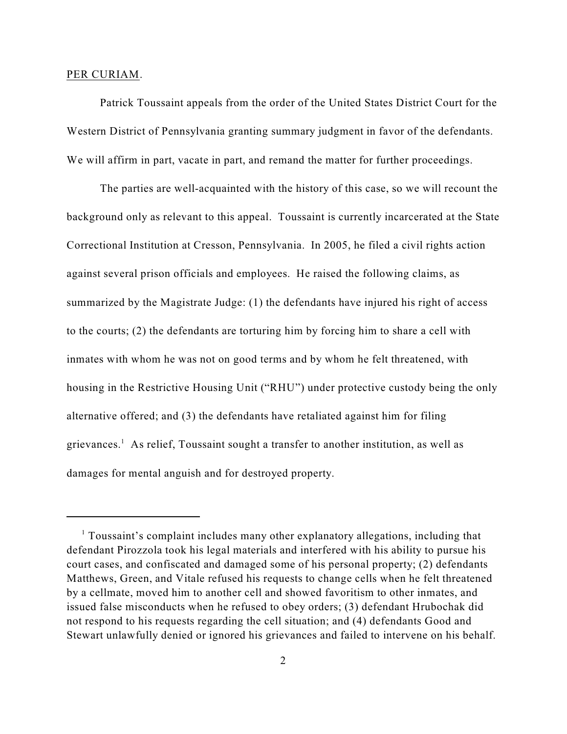PER CURIAM.

Patrick Toussaint appeals from the order of the United States District Court for the Western District of Pennsylvania granting summary judgment in favor of the defendants. We will affirm in part, vacate in part, and remand the matter for further proceedings.

The parties are well-acquainted with the history of this case, so we will recount the background only as relevant to this appeal. Toussaint is currently incarcerated at the State Correctional Institution at Cresson, Pennsylvania. In 2005, he filed a civil rights action against several prison officials and employees. He raised the following claims, as summarized by the Magistrate Judge: (1) the defendants have injured his right of access to the courts; (2) the defendants are torturing him by forcing him to share a cell with inmates with whom he was not on good terms and by whom he felt threatened, with housing in the Restrictive Housing Unit ("RHU") under protective custody being the only alternative offered; and (3) the defendants have retaliated against him for filing grievances.[1] As relief, Toussaint sought a transfer to another institution, as well as damages for mental anguish and for destroyed property.

[1] Toussaint's complaint includes many other explanatory allegations, including that defendant Pirozzola took his legal materials and interfered with his ability to pursue his court cases, and confiscated and damaged some of his personal property; (2) defendants Matthews, Green, and Vitale refused his requests to change cells when he felt threatened by a cellmate, moved him to another cell and showed favoritism to other inmates, and issued false misconducts when he refused to obey orders; (3) defendant Hrubochak did not respond to his requests regarding the cell situation; and (4) defendants Good and Stewart unlawfully denied or ignored his grievances and failed to intervene on his behalf.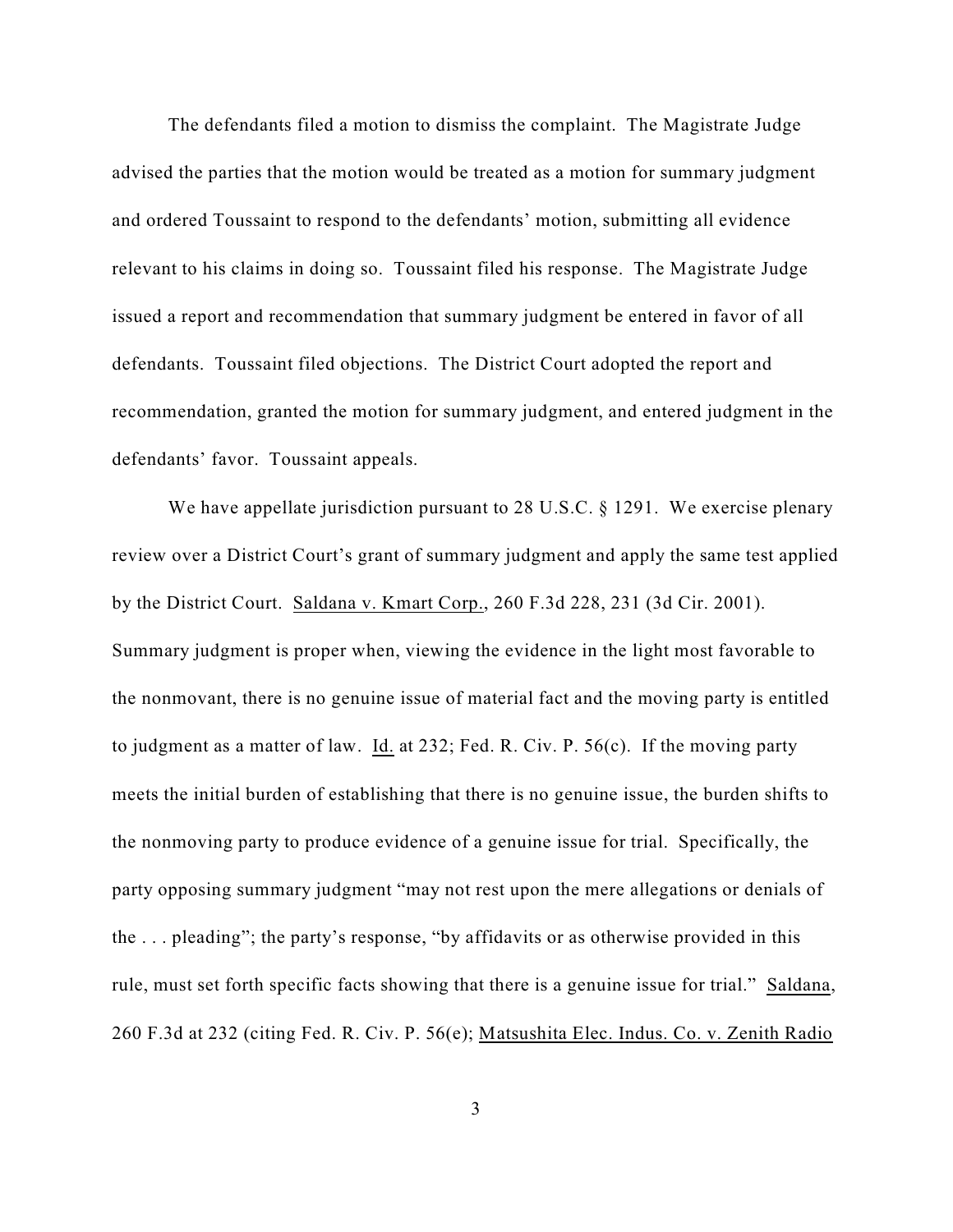The defendants filed a motion to dismiss the complaint. The Magistrate Judge advised the parties that the motion would be treated as a motion for summary judgment and ordered Toussaint to respond to the defendants' motion, submitting all evidence relevant to his claims in doing so. Toussaint filed his response. The Magistrate Judge issued a report and recommendation that summary judgment be entered in favor of all defendants. Toussaint filed objections. The District Court adopted the report and recommendation, granted the motion for summary judgment, and entered judgment in the defendants' favor. Toussaint appeals.

We have appellate jurisdiction pursuant to 28 U.S.C. § 1291. We exercise plenary review over a District Court's grant of summary judgment and apply the same test applied by the District Court. Saldana v. Kmart Corp., 260 F.3d 228, 231 (3d Cir. 2001). Summary judgment is proper when, viewing the evidence in the light most favorable to the nonmovant, there is no genuine issue of material fact and the moving party is entitled to judgment as a matter of law. Id. at 232; Fed. R. Civ. P. 56(c). If the moving party meets the initial burden of establishing that there is no genuine issue, the burden shifts to the nonmoving party to produce evidence of a genuine issue for trial. Specifically, the party opposing summary judgment "may not rest upon the mere allegations or denials of the . . . pleading"; the party's response, "by affidavits or as otherwise provided in this rule, must set forth specific facts showing that there is a genuine issue for trial." Saldana, 260 F.3d at 232 (citing Fed. R. Civ. P. 56(e); Matsushita Elec. Indus. Co. v. Zenith Radio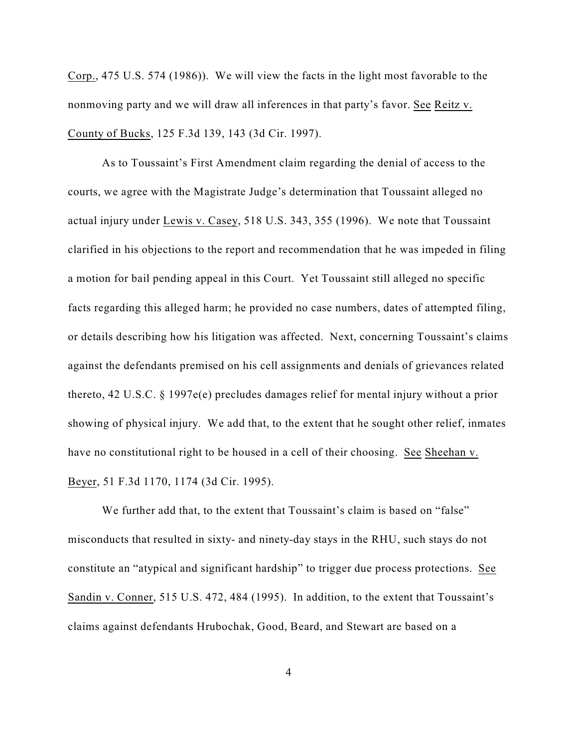Corp., 475 U.S. 574 (1986)). We will view the facts in the light most favorable to the nonmoving party and we will draw all inferences in that party's favor. See Reitz v. County of Bucks, 125 F.3d 139, 143 (3d Cir. 1997).

As to Toussaint's First Amendment claim regarding the denial of access to the courts, we agree with the Magistrate Judge's determination that Toussaint alleged no actual injury under Lewis v. Casey, 518 U.S. 343, 355 (1996). We note that Toussaint clarified in his objections to the report and recommendation that he was impeded in filing a motion for bail pending appeal in this Court. Yet Toussaint still alleged no specific facts regarding this alleged harm; he provided no case numbers, dates of attempted filing, or details describing how his litigation was affected. Next, concerning Toussaint's claims against the defendants premised on his cell assignments and denials of grievances related thereto, 42 U.S.C. § 1997e(e) precludes damages relief for mental injury without a prior showing of physical injury. We add that, to the extent that he sought other relief, inmates have no constitutional right to be housed in a cell of their choosing. See Sheehan v. Beyer, 51 F.3d 1170, 1174 (3d Cir. 1995).

We further add that, to the extent that Toussaint's claim is based on "false" misconducts that resulted in sixty- and ninety-day stays in the RHU, such stays do not constitute an "atypical and significant hardship" to trigger due process protections. See Sandin v. Conner, 515 U.S. 472, 484 (1995). In addition, to the extent that Toussaint's claims against defendants Hrubochak, Good, Beard, and Stewart are based on a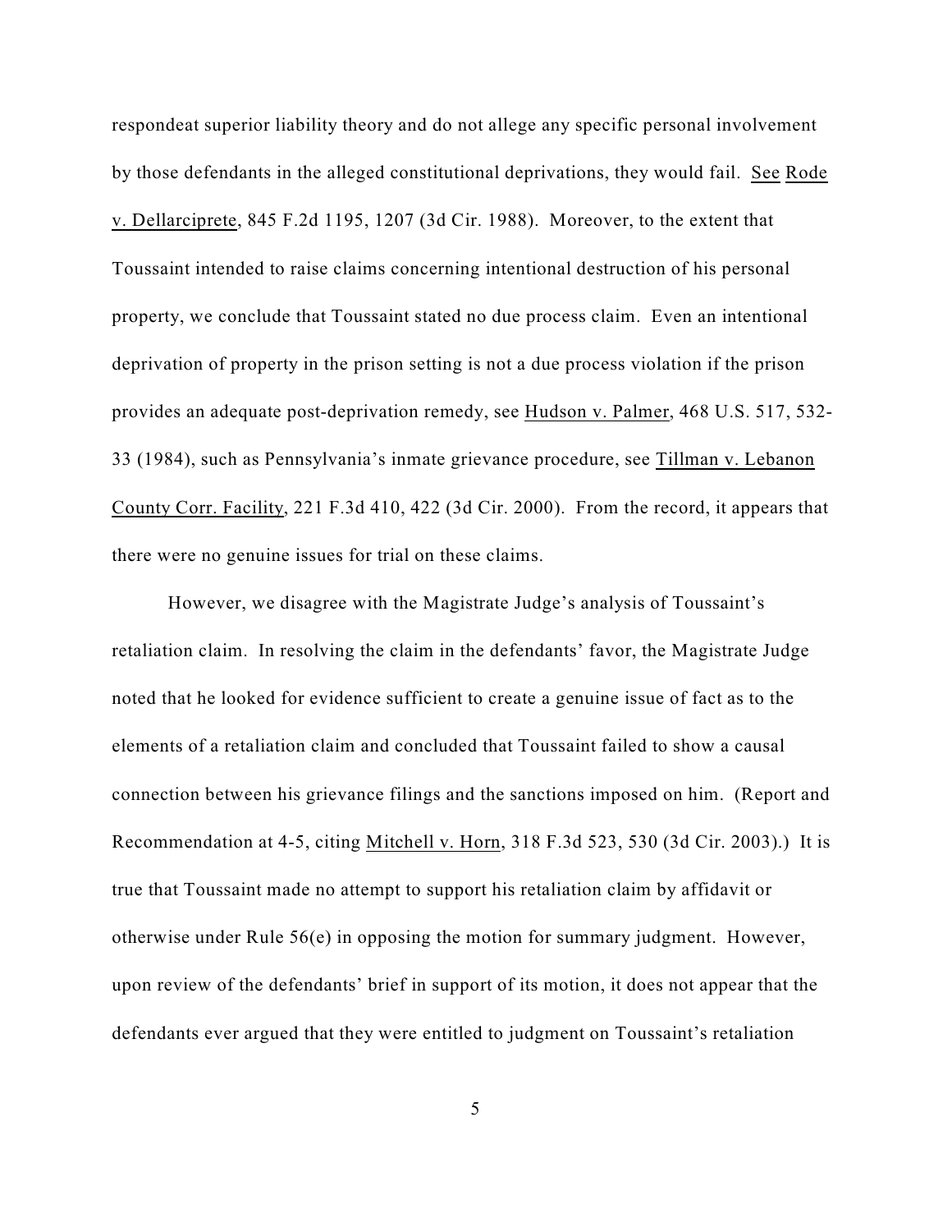respondeat superior liability theory and do not allege any specific personal involvement by those defendants in the alleged constitutional deprivations, they would fail. See Rode v. Dellarciprete, 845 F.2d 1195, 1207 (3d Cir. 1988). Moreover, to the extent that Toussaint intended to raise claims concerning intentional destruction of his personal property, we conclude that Toussaint stated no due process claim. Even an intentional deprivation of property in the prison setting is not a due process violation if the prison provides an adequate post-deprivation remedy, see Hudson v. Palmer, 468 U.S. 517, 532-33 (1984), such as Pennsylvania's inmate grievance procedure, see Tillman v. Lebanon County Corr. Facility, 221 F.3d 410, 422 (3d Cir. 2000). From the record, it appears that there were no genuine issues for trial on these claims.

However, we disagree with the Magistrate Judge's analysis of Toussaint's retaliation claim. In resolving the claim in the defendants' favor, the Magistrate Judge noted that he looked for evidence sufficient to create a genuine issue of fact as to the elements of a retaliation claim and concluded that Toussaint failed to show a causal connection between his grievance filings and the sanctions imposed on him. (Report and Recommendation at 4-5, citing Mitchell v. Horn, 318 F.3d 523, 530 (3d Cir. 2003).) It is true that Toussaint made no attempt to support his retaliation claim by affidavit or otherwise under Rule 56(e) in opposing the motion for summary judgment. However, upon review of the defendants' brief in support of its motion, it does not appear that the defendants ever argued that they were entitled to judgment on Toussaint's retaliation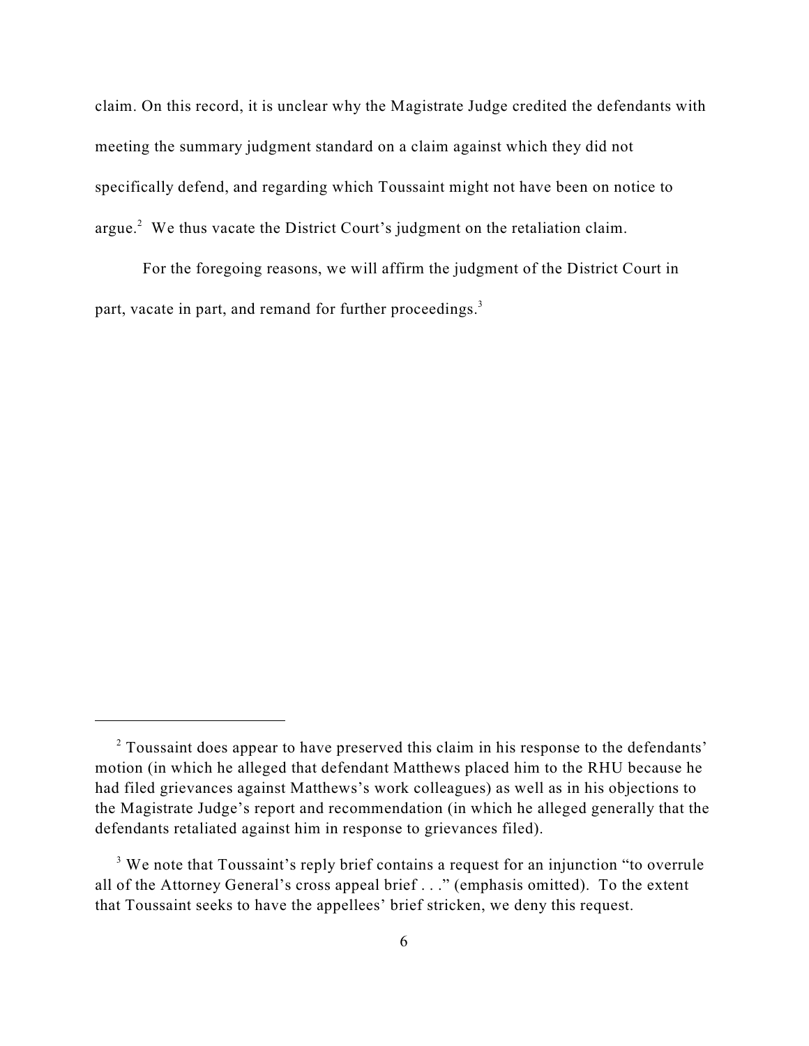claim. On this record, it is unclear why the Magistrate Judge credited the defendants with meeting the summary judgment standard on a claim against which they did not specifically defend, and regarding which Toussaint might not have been on notice to argue.[2] We thus vacate the District Court's judgment on the retaliation claim.

For the foregoing reasons, we will affirm the judgment of the District Court in part, vacate in part, and remand for further proceedings.[3]

---

[2] Toussaint does appear to have preserved this claim in his response to the defendants' motion (in which he alleged that defendant Matthews placed him to the RHU because he had filed grievances against Matthews's work colleagues) as well as in his objections to the Magistrate Judge's report and recommendation (in which he alleged generally that the defendants retaliated against him in response to grievances filed).

[3] We note that Toussaint's reply brief contains a request for an injunction "to overrule all of the Attorney General's cross appeal brief . . ." (emphasis omitted). To the extent that Toussaint seeks to have the appellees' brief stricken, we deny this request.